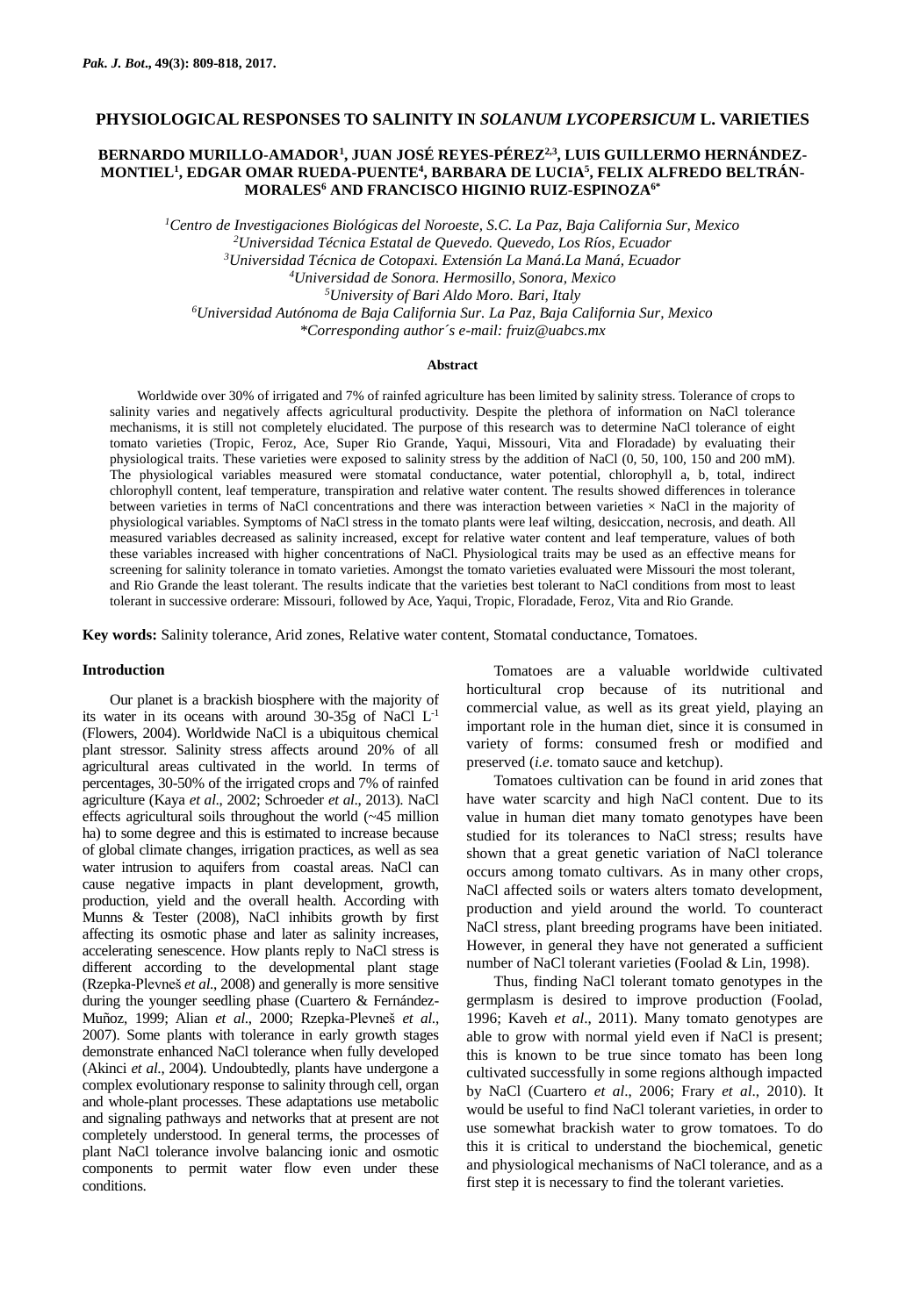# PHYSIOLOGICAL RESPONSES TO SALINITY IN *SOLANUM LYCOPERSICUM* L. VARIETIES

**BERNARDO MURILLO-AMADOR[1], JUAN JOSÉ REYES-PÉREZ[2,3], LUIS GUILLERMO HERNÁNDEZ-MONTIEL[1], EDGAR OMAR RUEDA-PUENTE[4], BARBARA DE LUCIA[5], FELIX ALFREDO BELTRÁN-MORALES[6] AND FRANCISCO HIGINIO RUIZ-ESPINOZA[6*]**

[1]*Centro de Investigaciones Biológicas del Noroeste, S.C. La Paz, Baja California Sur, Mexico*
[2]*Universidad Técnica Estatal de Quevedo. Quevedo, Los Ríos, Ecuador*
[3]*Universidad Técnica de Cotopaxi. Extensión La Maná.La Maná, Ecuador*
[4]*Universidad de Sonora. Hermosillo, Sonora, Mexico*
[5]*University of Bari Aldo Moro. Bari, Italy*
[6]*Universidad Autónoma de Baja California Sur. La Paz, Baja California Sur, Mexico*
*\*Corresponding author´s e-mail: fruiz@uabcs.mx*

## Abstract

Worldwide over 30% of irrigated and 7% of rainfed agriculture has been limited by salinity stress. Tolerance of crops to salinity varies and negatively affects agricultural productivity. Despite the plethora of information on NaCl tolerance mechanisms, it is still not completely elucidated. The purpose of this research was to determine NaCl tolerance of eight tomato varieties (Tropic, Feroz, Ace, Super Rio Grande, Yaqui, Missouri, Vita and Floradade) by evaluating their physiological traits. These varieties were exposed to salinity stress by the addition of NaCl (0, 50, 100, 150 and 200 mM). The physiological variables measured were stomatal conductance, water potential, chlorophyll a, b, total, indirect chlorophyll content, leaf temperature, transpiration and relative water content. The results showed differences in tolerance between varieties in terms of NaCl concentrations and there was interaction between varieties × NaCl in the majority of physiological variables. Symptoms of NaCl stress in the tomato plants were leaf wilting, desiccation, necrosis, and death. All measured variables decreased as salinity increased, except for relative water content and leaf temperature, values of both these variables increased with higher concentrations of NaCl. Physiological traits may be used as an effective means for screening for salinity tolerance in tomato varieties. Amongst the tomato varieties evaluated were Missouri the most tolerant, and Rio Grande the least tolerant. The results indicate that the varieties best tolerant to NaCl conditions from most to least tolerant in successive orderare: Missouri, followed by Ace, Yaqui, Tropic, Floradade, Feroz, Vita and Rio Grande.

**Key words:** Salinity tolerance, Arid zones, Relative water content, Stomatal conductance, Tomatoes.

## Introduction

Our planet is a brackish biosphere with the majority of its water in its oceans with around 30-35g of NaCl $L^{-1}$ (Flowers, 2004). Worldwide NaCl is a ubiquitous chemical plant stressor. Salinity stress affects around 20% of all agricultural areas cultivated in the world. In terms of percentages, 30-50% of the irrigated crops and 7% of rainfed agriculture (Kaya *et al*., 2002; Schroeder *et al*., 2013). NaCl effects agricultural soils throughout the world (~45 million ha) to some degree and this is estimated to increase because of global climate changes, irrigation practices, as well as sea water intrusion to aquifers from coastal areas. NaCl can cause negative impacts in plant development, growth, production, yield and the overall health. According with Munns & Tester (2008), NaCl inhibits growth by first affecting its osmotic phase and later as salinity increases, accelerating senescence. How plants reply to NaCl stress is different according to the developmental plant stage (Rzepka-Plevneš *et al*., 2008) and generally is more sensitive during the younger seedling phase (Cuartero & Fernández-Muñoz, 1999; Alian *et al*., 2000; Rzepka-Plevneš *et al*., 2007). Some plants with tolerance in early growth stages demonstrate enhanced NaCl tolerance when fully developed (Akinci *et al*., 2004). Undoubtedly, plants have undergone a complex evolutionary response to salinity through cell, organ and whole-plant processes. These adaptations use metabolic and signaling pathways and networks that at present are not completely understood. In general terms, the processes of plant NaCl tolerance involve balancing ionic and osmotic components to permit water flow even under these conditions.

Tomatoes are a valuable worldwide cultivated horticultural crop because of its nutritional and commercial value, as well as its great yield, playing an important role in the human diet, since it is consumed in variety of forms: consumed fresh or modified and preserved (*i.e*. tomato sauce and ketchup).

Tomatoes cultivation can be found in arid zones that have water scarcity and high NaCl content. Due to its value in human diet many tomato genotypes have been studied for its tolerances to NaCl stress; results have shown that a great genetic variation of NaCl tolerance occurs among tomato cultivars. As in many other crops, NaCl affected soils or waters alters tomato development, production and yield around the world. To counteract NaCl stress, plant breeding programs have been initiated. However, in general they have not generated a sufficient number of NaCl tolerant varieties (Foolad & Lin, 1998).

Thus, finding NaCl tolerant tomato genotypes in the germplasm is desired to improve production (Foolad, 1996; Kaveh *et al*., 2011). Many tomato genotypes are able to grow with normal yield even if NaCl is present; this is known to be true since tomato has been long cultivated successfully in some regions although impacted by NaCl (Cuartero *et al*., 2006; Frary *et al*., 2010). It would be useful to find NaCl tolerant varieties, in order to use somewhat brackish water to grow tomatoes. To do this it is critical to understand the biochemical, genetic and physiological mechanisms of NaCl tolerance, and as a first step it is necessary to find the tolerant varieties.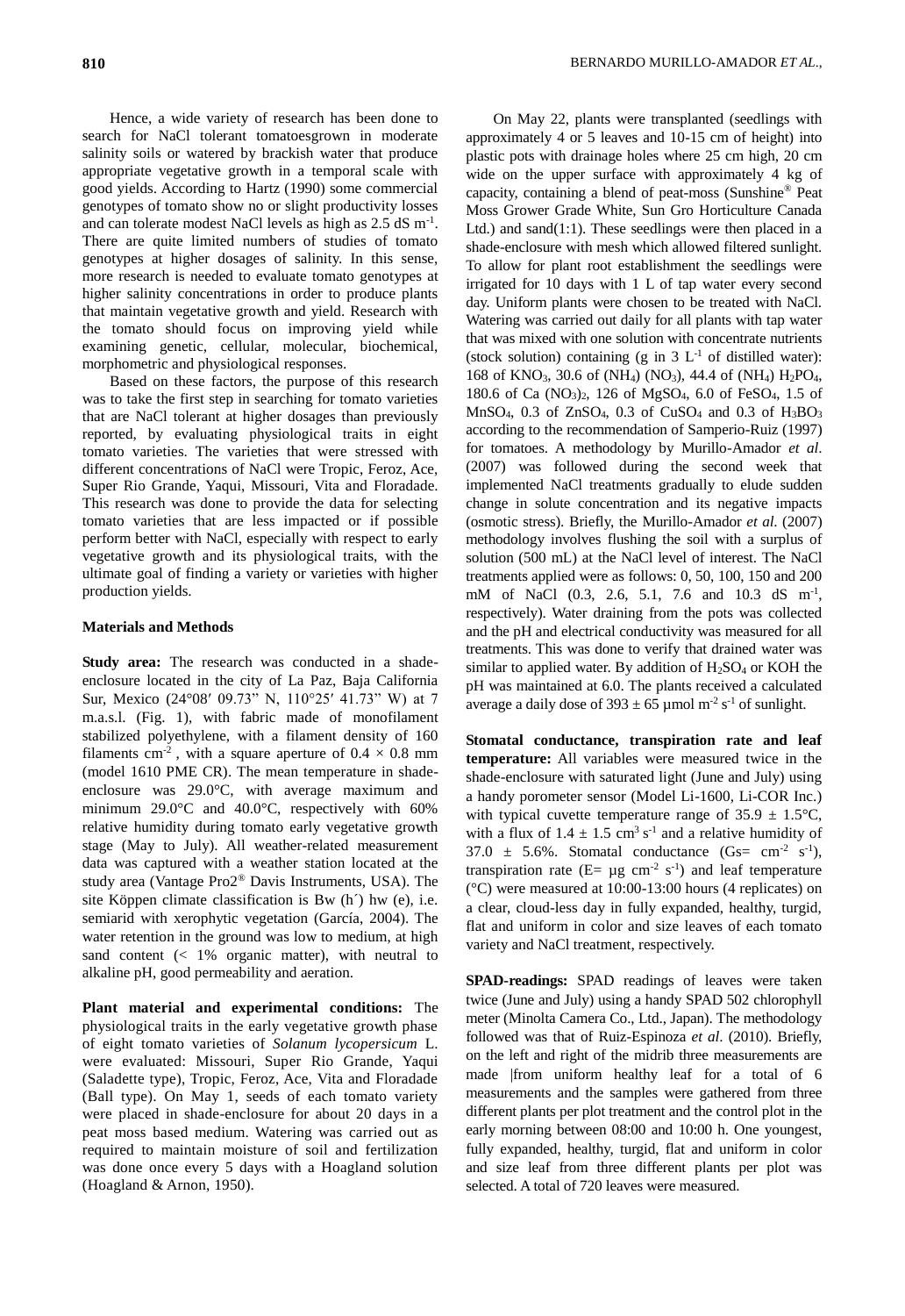Hence, a wide variety of research has been done to search for NaCl tolerant tomatoesgrown in moderate salinity soils or watered by brackish water that produce appropriate vegetative growth in a temporal scale with good yields. According to Hartz (1990) some commercial genotypes of tomato show no or slight productivity losses and can tolerate modest NaCl levels as high as 2.5 dS $m^{-1}$. There are quite limited numbers of studies of tomato genotypes at higher dosages of salinity. In this sense, more research is needed to evaluate tomato genotypes at higher salinity concentrations in order to produce plants that maintain vegetative growth and yield. Research with the tomato should focus on improving yield while examining genetic, cellular, molecular, biochemical, morphometric and physiological responses.

Based on these factors, the purpose of this research was to take the first step in searching for tomato varieties that are NaCl tolerant at higher dosages than previously reported, by evaluating physiological traits in eight tomato varieties. The varieties that were stressed with different concentrations of NaCl were Tropic, Feroz, Ace, Super Rio Grande, Yaqui, Missouri, Vita and Floradade. This research was done to provide the data for selecting tomato varieties that are less impacted or if possible perform better with NaCl, especially with respect to early vegetative growth and its physiological traits, with the ultimate goal of finding a variety or varieties with higher production yields.

## Materials and Methods

**Study area:** The research was conducted in a shade-enclosure located in the city of La Paz, Baja California Sur, Mexico (24°08′ 09.73” N, 110°25′ 41.73” W) at 7 m.a.s.l. (Fig. 1), with fabric made of monofilament stabilized polyethylene, with a filament density of 160 filaments $cm^{-2}$ , with a square aperture of 0.4 × 0.8 mm (model 1610 PME CR). The mean temperature in shade-enclosure was 29.0°C, with average maximum and minimum 29.0°C and 40.0°C, respectively with 60% relative humidity during tomato early vegetative growth stage (May to July). All weather-related measurement data was captured with a weather station located at the study area (Vantage Pro2® Davis Instruments, USA). The site Köppen climate classification is Bw (h´) hw (e), i.e. semiarid with xerophytic vegetation (García, 2004). The water retention in the ground was low to medium, at high sand content (< 1% organic matter), with neutral to alkaline pH, good permeability and aeration.

**Plant material and experimental conditions:** The physiological traits in the early vegetative growth phase of eight tomato varieties of *Solanum lycopersicum* L. were evaluated: Missouri, Super Rio Grande, Yaqui (Saladette type), Tropic, Feroz, Ace, Vita and Floradade (Ball type). On May 1, seeds of each tomato variety were placed in shade-enclosure for about 20 days in a peat moss based medium. Watering was carried out as required to maintain moisture of soil and fertilization was done once every 5 days with a Hoagland solution (Hoagland & Arnon, 1950).

On May 22, plants were transplanted (seedlings with approximately 4 or 5 leaves and 10-15 cm of height) into plastic pots with drainage holes where 25 cm high, 20 cm wide on the upper surface with approximately 4 kg of capacity, containing a blend of peat-moss (Sunshine® Peat Moss Grower Grade White, Sun Gro Horticulture Canada Ltd.) and sand(1:1). These seedlings were then placed in a shade-enclosure with mesh which allowed filtered sunlight. To allow for plant root establishment the seedlings were irrigated for 10 days with 1 L of tap water every second day. Uniform plants were chosen to be treated with NaCl. Watering was carried out daily for all plants with tap water that was mixed with one solution with concentrate nutrients (stock solution) containing (g in 3 $L^{-1}$ of distilled water): 168 of $KNO_3$, 30.6 of $(NH_4)(NO_3)$, 44.4 of $(NH_4)H_2PO_4$, 180.6 of $Ca(NO_3)_2$, 126 of $MgSO_4$, 6.0 of $FeSO_4$, 1.5 of $MnSO_4$, 0.3 of $ZnSO_4$, 0.3 of $CuSO_4$ and 0.3 of $H_3BO_3$ according to the recommendation of Samperio-Ruiz (1997) for tomatoes. A methodology by Murillo-Amador *et al*. (2007) was followed during the second week that implemented NaCl treatments gradually to elude sudden change in solute concentration and its negative impacts (osmotic stress). Briefly, the Murillo-Amador *et al*. (2007) methodology involves flushing the soil with a surplus of solution (500 mL) at the NaCl level of interest. The NaCl treatments applied were as follows: 0, 50, 100, 150 and 200 mM of NaCl (0.3, 2.6, 5.1, 7.6 and 10.3 dS $m^{-1}$, respectively). Water draining from the pots was collected and the pH and electrical conductivity was measured for all treatments. This was done to verify that drained water was similar to applied water. By addition of $H_2SO_4$ or KOH the pH was maintained at 6.0. The plants received a calculated average a daily dose of $393 \pm 65$ µmol $m^{-2}$ $s^{-1}$ of sunlight.

**Stomatal conductance, transpiration rate and leaf temperature:** All variables were measured twice in the shade-enclosure with saturated light (June and July) using a handy porometer sensor (Model Li-1600, Li-COR Inc.) with typical cuvette temperature range of $35.9 \pm 1.5$°C, with a flux of $1.4 \pm 1.5$ $cm^3$ $s^{-1}$ and a relative humidity of $37.0 \pm 5.6$%. Stomatal conductance (Gs= $cm^{-2}$ $s^{-1}$), transpiration rate (E= µg $cm^{-2}$ $s^{-1}$) and leaf temperature (°C) were measured at 10:00-13:00 hours (4 replicates) on a clear, cloud-less day in fully expanded, healthy, turgid, flat and uniform in color and size leaves of each tomato variety and NaCl treatment, respectively.

**SPAD-readings:** SPAD readings of leaves were taken twice (June and July) using a handy SPAD 502 chlorophyll meter (Minolta Camera Co., Ltd., Japan). The methodology followed was that of Ruiz-Espinoza *et al*. (2010). Briefly, on the left and right of the midrib three measurements are made |from uniform healthy leaf for a total of 6 measurements and the samples were gathered from three different plants per plot treatment and the control plot in the early morning between 08:00 and 10:00 h. One youngest, fully expanded, healthy, turgid, flat and uniform in color and size leaf from three different plants per plot was selected. A total of 720 leaves were measured.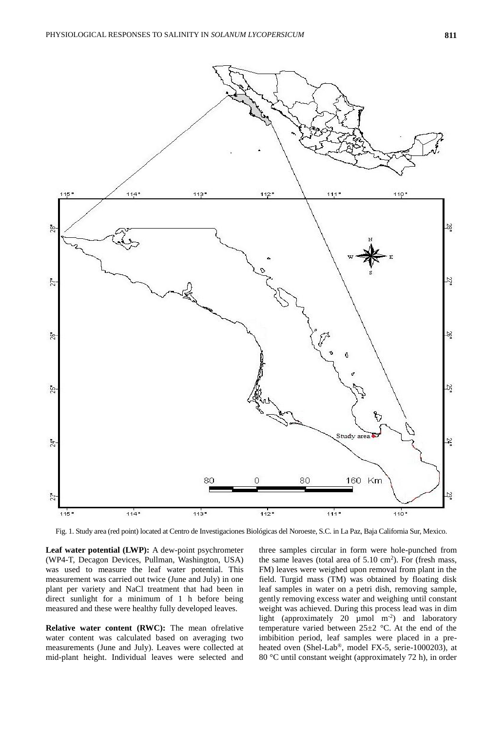Fig. 1. Study area (red point) located at Centro de Investigaciones Biológicas del Noroeste, S.C. in La Paz, Baja California Sur, Mexico.

**Leaf water potential (LWP):** A dew-point psychrometer (WP4-T, Decagon Devices, Pullman, Washington, USA) was used to measure the leaf water potential. This measurement was carried out twice (June and July) in one plant per variety and NaCl treatment that had been in direct sunlight for a minimum of 1 h before being measured and these were healthy fully developed leaves.

**Relative water content (RWC):** The mean ofrelative water content was calculated based on averaging two measurements (June and July). Leaves were collected at mid-plant height. Individual leaves were selected and three samples circular in form were hole-punched from the same leaves (total area of 5.10 $cm^2$). For (fresh mass, FM) leaves were weighed upon removal from plant in the field. Turgid mass (TM) was obtained by floating disk leaf samples in water on a petri dish, removing sample, gently removing excess water and weighing until constant weight was achieved. During this process lead was in dim light (approximately 20 µmol $m^{-2}$) and laboratory temperature varied between 25±2 °C. At the end of the imbibition period, leaf samples were placed in a pre-heated oven (Shel-Lab®, model FX-5, serie-1000203), at 80 °C until constant weight (approximately 72 h), in order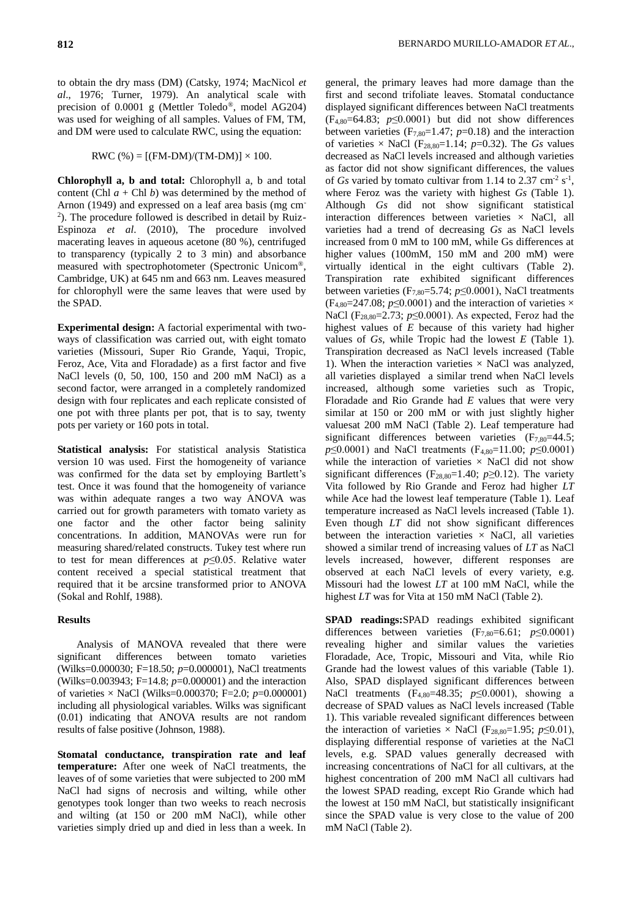to obtain the dry mass (DM) (Catsky, 1974; MacNicol *et al*., 1976; Turner, 1979). An analytical scale with precision of 0.0001 g (Mettler Toledo®, model AG204) was used for weighing of all samples. Values of FM, TM, and DM were used to calculate RWC, using the equation:

$$\text{RWC (\%)} = [(\text{FM-DM})/(\text{TM-DM})] \times 100.$$

**Chlorophyll a, b and total:** Chlorophyll a, b and total content (Chl *a* + Chl *b*) was determined by the method of Arnon (1949) and expressed on a leaf area basis (mg $cm^{-2}$). The procedure followed is described in detail by Ruiz-Espinoza *et al*. (2010), The procedure involved macerating leaves in aqueous acetone (80 %), centrifuged to transparency (typically 2 to 3 min) and absorbance measured with spectrophotometer (Spectronic Unicom®, Cambridge, UK) at 645 nm and 663 nm. Leaves measured for chlorophyll were the same leaves that were used by the SPAD.

**Experimental design:** A factorial experimental with two-ways of classification was carried out, with eight tomato varieties (Missouri, Super Rio Grande, Yaqui, Tropic, Feroz, Ace, Vita and Floradade) as a first factor and five NaCl levels (0, 50, 100, 150 and 200 mM NaCl) as a second factor, were arranged in a completely randomized design with four replicates and each replicate consisted of one pot with three plants per pot, that is to say, twenty pots per variety or 160 pots in total.

**Statistical analysis:** For statistical analysis Statistica version 10 was used. First the homogeneity of variance was confirmed for the data set by employing Bartlett's test. Once it was found that the homogeneity of variance was within adequate ranges a two way ANOVA was carried out for growth parameters with tomato variety as one factor and the other factor being salinity concentrations. In addition, MANOVAs were run for measuring shared/related constructs. Tukey test where run to test for mean differences at $p \leq 0.05$. Relative water content received a special statistical treatment that required that it be arcsine transformed prior to ANOVA (Sokal and Rohlf, 1988).

## Results

Analysis of MANOVA revealed that there were significant differences between tomato varieties (Wilks=0.000030; F=18.50; $p$=0.000001), NaCl treatments (Wilks=0.003943; F=14.8; $p$=0.000001) and the interaction of varieties × NaCl (Wilks=0.000370; F=2.0; $p$=0.000001) including all physiological variables. Wilks was significant (0.01) indicating that ANOVA results are not random results of false positive (Johnson, 1988).

**Stomatal conductance, transpiration rate and leaf temperature:** After one week of NaCl treatments, the leaves of of some varieties that were subjected to 200 mM NaCl had signs of necrosis and wilting, while other genotypes took longer than two weeks to reach necrosis and wilting (at 150 or 200 mM NaCl), while other varieties simply dried up and died in less than a week. In general, the primary leaves had more damage than the first and second trifoliate leaves. Stomatal conductance displayed significant differences between NaCl treatments ($F_{4,80}$=64.83; $p \leq 0.0001$) but did not show differences between varieties ($F_{7,80}$=1.47; $p$=0.18) and the interaction of varieties × NaCl ($F_{28,80}$=1.14; $p$=0.32). The *Gs* values decreased as NaCl levels increased and although varieties as factor did not show significant differences, the values of *Gs* varied by tomato cultivar from 1.14 to 2.37 $cm^{-2}$ $s^{-1}$, where Feroz was the variety with highest *Gs* (Table 1). Although *Gs* did not show significant statistical interaction differences between varieties × NaCl, all varieties had a trend of decreasing *Gs* as NaCl levels increased from 0 mM to 100 mM, while Gs differences at higher values (100mM, 150 mM and 200 mM) were virtually identical in the eight cultivars (Table 2). Transpiration rate exhibited significant differences between varieties ($F_{7,80}$=5.74; $p \leq 0.0001$), NaCl treatments ($F_{4,80}$=247.08; $p \leq 0.0001$) and the interaction of varieties × NaCl ($F_{28,80}$=2.73; $p \leq 0.0001$). As expected, Feroz had the highest values of *E* because of this variety had higher values of *Gs*, while Tropic had the lowest *E* (Table 1). Transpiration decreased as NaCl levels increased (Table 1). When the interaction varieties × NaCl was analyzed, all varieties displayed a similar trend when NaCl levels increased, although some varieties such as Tropic, Floradade and Rio Grande had *E* values that were very similar at 150 or 200 mM or with just slightly higher valuesat 200 mM NaCl (Table 2). Leaf temperature had significant differences between varieties ($F_{7,80}$=44.5; $p \leq 0.0001$) and NaCl treatments ($F_{4,80}$=11.00; $p \leq 0.0001$) while the interaction of varieties × NaCl did not show significant differences ($F_{28,80}$=1.40; $p \geq 0.12$). The variety Vita followed by Rio Grande and Feroz had higher *LT* while Ace had the lowest leaf temperature (Table 1). Leaf temperature increased as NaCl levels increased (Table 1). Even though *LT* did not show significant differences between the interaction varieties × NaCl, all varieties showed a similar trend of increasing values of *LT* as NaCl levels increased, however, different responses are observed at each NaCl levels of every variety, e.g. Missouri had the lowest *LT* at 100 mM NaCl, while the highest *LT* was for Vita at 150 mM NaCl (Table 2).

**SPAD readings:**SPAD readings exhibited significant differences between varieties ($F_{7,80}$=6.61; $p \leq 0.0001$) revealing higher and similar values the varieties Floradade, Ace, Tropic, Missouri and Vita, while Rio Grande had the lowest values of this variable (Table 1). Also, SPAD displayed significant differences between NaCl treatments ($F_{4,80}$=48.35; $p \leq 0.0001$), showing a decrease of SPAD values as NaCl levels increased (Table 1). This variable revealed significant differences between the interaction of varieties × NaCl ($F_{28,80}$=1.95; $p \leq 0.01$), displaying differential response of varieties at the NaCl levels, e.g. SPAD values generally decreased with increasing concentrations of NaCl for all cultivars, at the highest concentration of 200 mM NaCl all cultivars had the lowest SPAD reading, except Rio Grande which had the lowest at 150 mM NaCl, but statistically insignificant since the SPAD value is very close to the value of 200 mM NaCl (Table 2).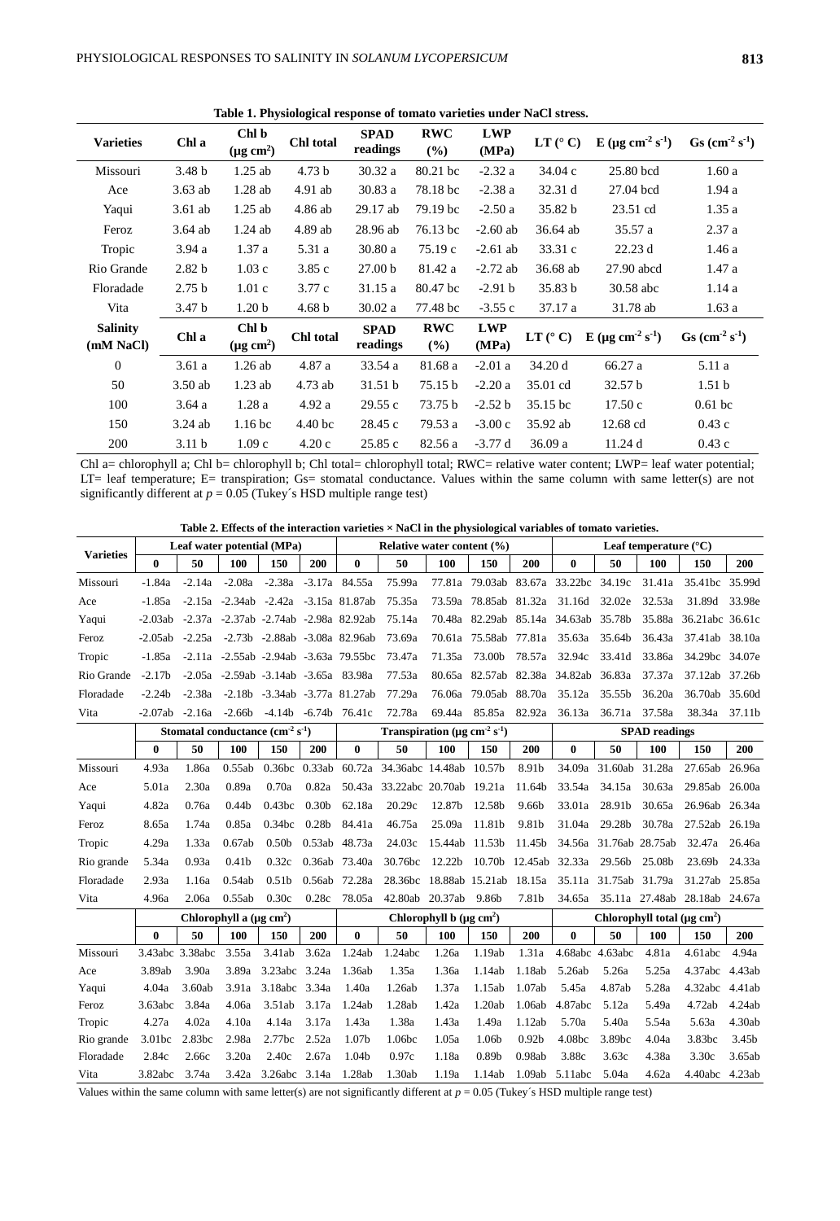**Table 1. Physiological response of tomato varieties under NaCl stress.**

| Varieties | Chl a | Chl b (µg cm$^2$) | Chl total | SPAD readings | RWC (%) | LWP (MPa) | LT (° C) | E (µg cm$^{-2}$ s$^{-1}$) | Gs (cm$^{-2}$ s$^{-1}$) |
|---|---|---|---|---|---|---|---|---|---|
| Missouri | 3.48 b | 1.25 ab | 4.73 b | 30.32 a | 80.21 bc | -2.32 a | 34.04 c | 25.80 bcd | 1.60 a |
| Ace | 3.63 ab | 1.28 ab | 4.91 ab | 30.83 a | 78.18 bc | -2.38 a | 32.31 d | 27.04 bcd | 1.94 a |
| Yaqui | 3.61 ab | 1.25 ab | 4.86 ab | 29.17 ab | 79.19 bc | -2.50 a | 35.82 b | 23.51 cd | 1.35 a |
| Feroz | 3.64 ab | 1.24 ab | 4.89 ab | 28.96 ab | 76.13 bc | -2.60 ab | 36.64 ab | 35.57 a | 2.37 a |
| Tropic | 3.94 a | 1.37 a | 5.31 a | 30.80 a | 75.19 c | -2.61 ab | 33.31 c | 22.23 d | 1.46 a |
| Rio Grande | 2.82 b | 1.03 c | 3.85 c | 27.00 b | 81.42 a | -2.72 ab | 36.68 ab | 27.90 abcd | 1.47 a |
| Floradade | 2.75 b | 1.01 c | 3.77 c | 31.15 a | 80.47 bc | -2.91 b | 35.83 b | 30.58 abc | 1.14 a |
| Vita | 3.47 b | 1.20 b | 4.68 b | 30.02 a | 77.48 bc | -3.55 c | 37.17 a | 31.78 ab | 1.63 a |
| **Salinity (mM NaCl)** | **Chl a** | **Chl b (µg cm$^2$)** | **Chl total** | **SPAD readings** | **RWC (%)** | **LWP (MPa)** | **LT (° C)** | **E (µg cm$^{-2}$ s$^{-1}$)** | **Gs (cm$^{-2}$ s$^{-1}$)** |
| 0 | 3.61 a | 1.26 ab | 4.87 a | 33.54 a | 81.68 a | -2.01 a | 34.20 d | 66.27 a | 5.11 a |
| 50 | 3.50 ab | 1.23 ab | 4.73 ab | 31.51 b | 75.15 b | -2.20 a | 35.01 cd | 32.57 b | 1.51 b |
| 100 | 3.64 a | 1.28 a | 4.92 a | 29.55 c | 73.75 b | -2.52 b | 35.15 bc | 17.50 c | 0.61 bc |
| 150 | 3.24 ab | 1.16 bc | 4.40 bc | 28.45 c | 79.53 a | -3.00 c | 35.92 ab | 12.68 cd | 0.43 c |
| 200 | 3.11 b | 1.09 c | 4.20 c | 25.85 c | 82.56 a | -3.77 d | 36.09 a | 11.24 d | 0.43 c |

Chl a= chlorophyll a; Chl b= chlorophyll b; Chl total= chlorophyll total; RWC= relative water content; LWP= leaf water potential; LT= leaf temperature; E= transpiration; Gs= stomatal conductance. Values within the same column with same letter(s) are not significantly different at $p = 0.05$ (Tukey´s HSD multiple range test)

**Table 2. Effects of the interaction varieties × NaCl in the physiological variables of tomato varieties.**

| Varieties | Leaf water potential (MPa) | | | | | Relative water content (%) | | | | | Leaf temperature (°C) | | | | |
|---|---|---|---|---|---|---|---|---|---|---|---|---|---|---|---|
| | **0** | **50** | **100** | **150** | **200** | **0** | **50** | **100** | **150** | **200** | **0** | **50** | **100** | **150** | **200** |
| Missouri | -1.84a | -2.14a | -2.08a | -2.38a | -3.17a | 84.55a | 75.99a | 77.81a | 79.03ab | 83.67a | 33.22bc | 34.19c | 31.41a | 35.41bc | 35.99d |
| Ace | -1.85a | -2.15a | -2.34ab | -2.42a | -3.15a | 81.87ab | 75.35a | 73.59a | 78.85ab | 81.32a | 31.16d | 32.02e | 32.53a | 31.89d | 33.98e |
| Yaqui | -2.03ab | -2.37a | -2.37ab | -2.74ab | -2.98a | 82.92ab | 75.14a | 70.48a | 82.29ab | 85.14a | 34.63ab | 35.78b | 35.88a | 36.21abc | 36.61c |
| Feroz | -2.05ab | -2.25a | -2.73b | -2.88ab | -3.08a | 82.96ab | 73.69a | 70.61a | 75.58ab | 77.81a | 35.63a | 35.64b | 36.43a | 37.41ab | 38.10a |
| Tropic | -1.85a | -2.11a | -2.55ab | -2.94ab | -3.63a | 79.55bc | 73.47a | 71.35a | 73.00b | 78.57a | 32.94c | 33.41d | 33.86a | 34.29bc | 34.07e |
| Rio Grande | -2.17b | -2.05a | -2.59ab | -3.14ab | -3.65a | 83.98a | 77.53a | 80.65a | 82.57ab | 82.38a | 34.82ab | 36.83a | 37.37a | 37.12ab | 37.26b |
| Floradade | -2.24b | -2.38a | -2.18b | -3.34ab | -3.77a | 81.27ab | 77.29a | 76.06a | 79.05ab | 88.70a | 35.12a | 35.55b | 36.20a | 36.70ab | 35.60d |
| Vita | -2.07ab | -2.16a | -2.66b | -4.14b | -6.74b | 76.41c | 72.78a | 69.44a | 85.85a | 82.92a | 36.13a | 36.71a | 37.58a | 38.34a | 37.11b |
| | **Stomatal conductance (cm$^{-2}$ s$^{-1}$)** | | | | | **Transpiration (µg cm$^{-2}$ s$^{-1}$)** | | | | | **SPAD readings** | | | | |
| | **0** | **50** | **100** | **150** | **200** | **0** | **50** | **100** | **150** | **200** | **0** | **50** | **100** | **150** | **200** |
| Missouri | 4.93a | 1.86a | 0.55ab | 0.36bc | 0.33ab | 60.72a | 34.36abc | 14.48ab | 10.57b | 8.91b | 34.09a | 31.60ab | 31.28a | 27.65ab | 26.96a |
| Ace | 5.01a | 2.30a | 0.89a | 0.70a | 0.82a | 50.43a | 33.22abc | 20.70ab | 19.21a | 11.64b | 33.54a | 34.15a | 30.63a | 29.85ab | 26.00a |
| Yaqui | 4.82a | 0.76a | 0.44b | 0.43bc | 0.30b | 62.18a | 20.29c | 12.87b | 12.58b | 9.66b | 33.01a | 28.91b | 30.65a | 26.96ab | 26.34a |
| Feroz | 8.65a | 1.74a | 0.85a | 0.34bc | 0.28b | 84.41a | 46.75a | 25.09a | 11.81b | 9.81b | 31.04a | 29.28b | 30.78a | 27.52ab | 26.19a |
| Tropic | 4.29a | 1.33a | 0.67ab | 0.50b | 0.53ab | 48.73a | 24.03c | 15.44ab | 11.53b | 11.45b | 34.56a | 31.76ab | 28.75ab | 32.47a | 26.46a |
| Rio grande | 5.34a | 0.93a | 0.41b | 0.32c | 0.36ab | 73.40a | 30.76bc | 12.22b | 10.70b | 12.45ab | 32.33a | 29.56b | 25.08b | 23.69b | 24.33a |
| Floradade | 2.93a | 1.16a | 0.54ab | 0.51b | 0.56ab | 72.28a | 28.36bc | 18.88ab | 15.21ab | 18.15a | 35.11a | 31.75ab | 31.79a | 31.27ab | 25.85a |
| Vita | 4.96a | 2.06a | 0.55ab | 0.30c | 0.28c | 78.05a | 42.80ab | 20.37ab | 9.86b | 7.81b | 34.65a | 35.11a | 27.48ab | 28.18ab | 24.67a |
| | **Chlorophyll a (µg cm$^2$)** | | | | | **Chlorophyll b (µg cm$^2$)** | | | | | **Chlorophyll total (µg cm$^2$)** | | | | |
| | **0** | **50** | **100** | **150** | **200** | **0** | **50** | **100** | **150** | **200** | **0** | **50** | **100** | **150** | **200** |
| Missouri | 3.43abc | 3.38abc | 3.55a | 3.41ab | 3.62a | 1.24ab | 1.24abc | 1.26a | 1.19ab | 1.31a | 4.68abc | 4.63abc | 4.81a | 4.61abc | 4.94a |
| Ace | 3.89ab | 3.90a | 3.89a | 3.23abc | 3.24a | 1.36ab | 1.35a | 1.36a | 1.14ab | 1.18ab | 5.26ab | 5.26a | 5.25a | 4.37abc | 4.43ab |
| Yaqui | 4.04a | 3.60ab | 3.91a | 3.18abc | 3.34a | 1.40a | 1.26ab | 1.37a | 1.15ab | 1.07ab | 5.45a | 4.87ab | 5.28a | 4.32abc | 4.41ab |
| Feroz | 3.63abc | 3.84a | 4.06a | 3.51ab | 3.17a | 1.24ab | 1.28ab | 1.42a | 1.20ab | 1.06ab | 4.87abc | 5.12a | 5.49a | 4.72ab | 4.24ab |
| Tropic | 4.27a | 4.02a | 4.10a | 4.14a | 3.17a | 1.43a | 1.38a | 1.43a | 1.49a | 1.12ab | 5.70a | 5.40a | 5.54a | 5.63a | 4.30ab |
| Rio grande | 3.01bc | 2.83bc | 2.98a | 2.77bc | 2.52a | 1.07b | 1.06bc | 1.05a | 1.06b | 0.92b | 4.08bc | 3.89bc | 4.04a | 3.83bc | 3.45b |
| Floradade | 2.84c | 2.66c | 3.20a | 2.40c | 2.67a | 1.04b | 0.97c | 1.18a | 0.89b | 0.98ab | 3.88c | 3.63c | 4.38a | 3.30c | 3.65ab |
| Vita | 3.82abc | 3.74a | 3.42a | 3.26abc | 3.14a | 1.28ab | 1.30ab | 1.19a | 1.14ab | 1.09ab | 5.11abc | 5.04a | 4.62a | 4.40abc | 4.23ab |

Values within the same column with same letter(s) are not significantly different at $p = 0.05$ (Tukey´s HSD multiple range test)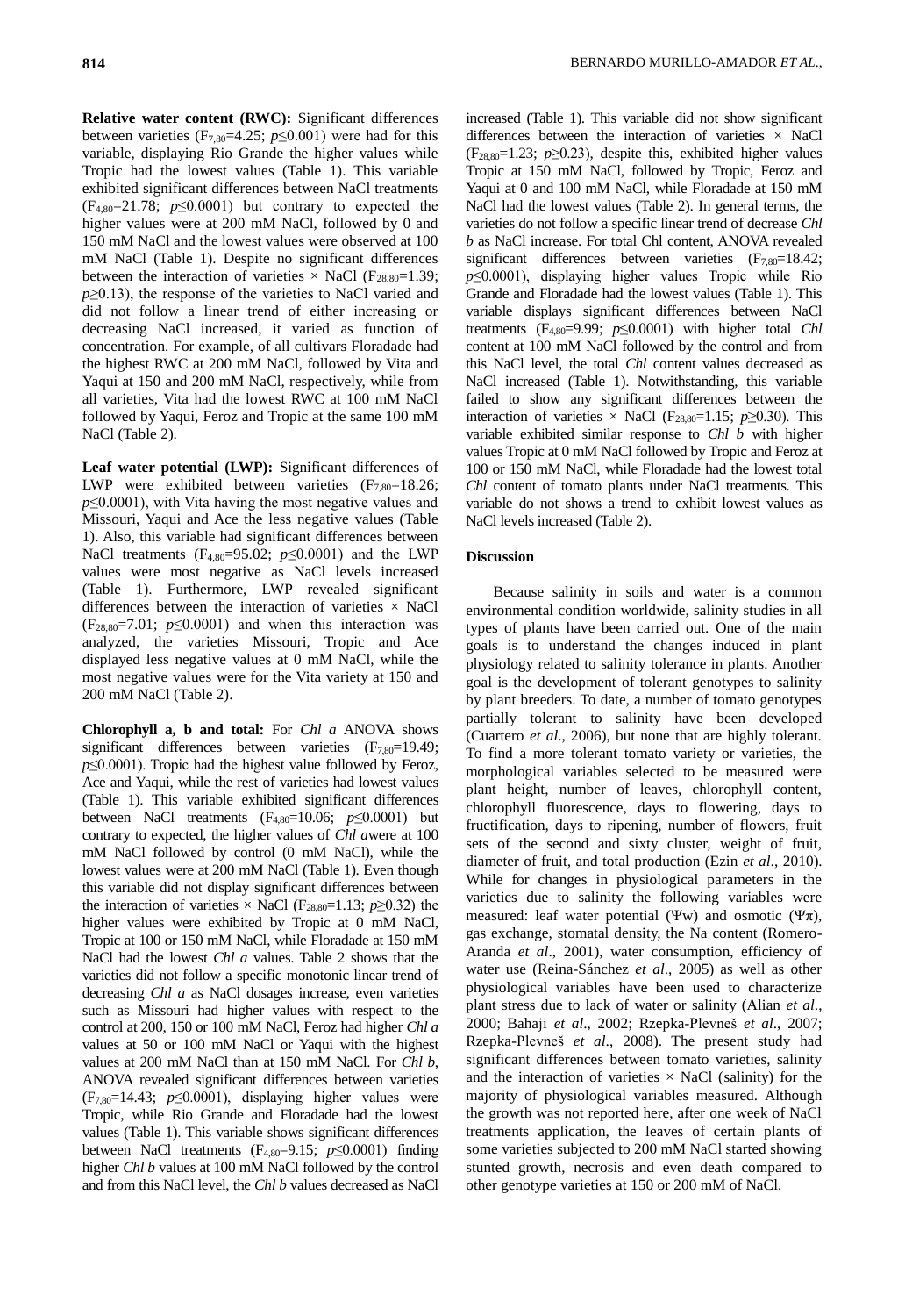**Relative water content (RWC):** Significant differences between varieties ($F_{7,80}$=4.25; $p$≤0.001) were had for this variable, displaying Rio Grande the higher values while Tropic had the lowest values (Table 1). This variable exhibited significant differences between NaCl treatments ($F_{4,80}$=21.78; $p$≤0.0001) but contrary to expected the higher values were at 200 mM NaCl, followed by 0 and 150 mM NaCl and the lowest values were observed at 100 mM NaCl (Table 1). Despite no significant differences between the interaction of varieties × NaCl ($F_{28,80}$=1.39; $p$≥0.13), the response of the varieties to NaCl varied and did not follow a linear trend of either increasing or decreasing NaCl increased, it varied as function of concentration. For example, of all cultivars Floradade had the highest RWC at 200 mM NaCl, followed by Vita and Yaqui at 150 and 200 mM NaCl, respectively, while from all varieties, Vita had the lowest RWC at 100 mM NaCl followed by Yaqui, Feroz and Tropic at the same 100 mM NaCl (Table 2).

**Leaf water potential (LWP):** Significant differences of LWP were exhibited between varieties ($F_{7,80}$=18.26; $p$≤0.0001), with Vita having the most negative values and Missouri, Yaqui and Ace the less negative values (Table 1). Also, this variable had significant differences between NaCl treatments ($F_{4,80}$=95.02; $p$≤0.0001) and the LWP values were most negative as NaCl levels increased (Table 1). Furthermore, LWP revealed significant differences between the interaction of varieties × NaCl ($F_{28,80}$=7.01; $p$≤0.0001) and when this interaction was analyzed, the varieties Missouri, Tropic and Ace displayed less negative values at 0 mM NaCl, while the most negative values were for the Vita variety at 150 and 200 mM NaCl (Table 2).

**Chlorophyll a, b and total:** For *Chl a* ANOVA shows significant differences between varieties ($F_{7,80}$=19.49; $p$≤0.0001). Tropic had the highest value followed by Feroz, Ace and Yaqui, while the rest of varieties had lowest values (Table 1). This variable exhibited significant differences between NaCl treatments ($F_{4,80}$=10.06; $p$≤0.0001) but contrary to expected, the higher values of *Chl a*were at 100 mM NaCl followed by control (0 mM NaCl), while the lowest values were at 200 mM NaCl (Table 1). Even though this variable did not display significant differences between the interaction of varieties × NaCl ($F_{28,80}$=1.13; $p$≥0.32) the higher values were exhibited by Tropic at 0 mM NaCl, Tropic at 100 or 150 mM NaCl, while Floradade at 150 mM NaCl had the lowest *Chl a* values. Table 2 shows that the varieties did not follow a specific monotonic linear trend of decreasing *Chl a* as NaCl dosages increase, even varieties such as Missouri had higher values with respect to the control at 200, 150 or 100 mM NaCl, Feroz had higher *Chl a* values at 50 or 100 mM NaCl or Yaqui with the highest values at 200 mM NaCl than at 150 mM NaCl. For *Chl b*, ANOVA revealed significant differences between varieties ($F_{7,80}$=14.43; $p$≤0.0001), displaying higher values were Tropic, while Rio Grande and Floradade had the lowest values (Table 1). This variable shows significant differences between NaCl treatments ($F_{4,80}$=9.15; $p$≤0.0001) finding higher *Chl b* values at 100 mM NaCl followed by the control and from this NaCl level, the *Chl b* values decreased as NaCl increased (Table 1). This variable did not show significant differences between the interaction of varieties × NaCl ($F_{28,80}$=1.23; $p$≥0.23), despite this, exhibited higher values Tropic at 150 mM NaCl, followed by Tropic, Feroz and Yaqui at 0 and 100 mM NaCl, while Floradade at 150 mM NaCl had the lowest values (Table 2). In general terms, the varieties do not follow a specific linear trend of decrease *Chl b* as NaCl increase. For total Chl content, ANOVA revealed significant differences between varieties ($F_{7,80}$=18.42; $p$≤0.0001), displaying higher values Tropic while Rio Grande and Floradade had the lowest values (Table 1). This variable displays significant differences between NaCl treatments ($F_{4,80}$=9.99; $p$≤0.0001) with higher total *Chl* content at 100 mM NaCl followed by the control and from this NaCl level, the total *Chl* content values decreased as NaCl increased (Table 1). Notwithstanding, this variable failed to show any significant differences between the interaction of varieties × NaCl ($F_{28,80}$=1.15; $p$≥0.30). This variable exhibited similar response to *Chl b* with higher values Tropic at 0 mM NaCl followed by Tropic and Feroz at 100 or 150 mM NaCl, while Floradade had the lowest total *Chl* content of tomato plants under NaCl treatments. This variable do not shows a trend to exhibit lowest values as NaCl levels increased (Table 2).

## Discussion

Because salinity in soils and water is a common environmental condition worldwide, salinity studies in all types of plants have been carried out. One of the main goals is to understand the changes induced in plant physiology related to salinity tolerance in plants. Another goal is the development of tolerant genotypes to salinity by plant breeders. To date, a number of tomato genotypes partially tolerant to salinity have been developed (Cuartero *et al*., 2006), but none that are highly tolerant. To find a more tolerant tomato variety or varieties, the morphological variables selected to be measured were plant height, number of leaves, chlorophyll content, chlorophyll fluorescence, days to flowering, days to fructification, days to ripening, number of flowers, fruit sets of the second and sixty cluster, weight of fruit, diameter of fruit, and total production (Ezin *et al*., 2010). While for changes in physiological parameters in the varieties due to salinity the following variables were measured: leaf water potential ($\Psi w$) and osmotic ($\Psi \pi$), gas exchange, stomatal density, the Na content (Romero-Aranda *et al*., 2001), water consumption, efficiency of water use (Reina-Sánchez *et al*., 2005) as well as other physiological variables have been used to characterize plant stress due to lack of water or salinity (Alian *et al*., 2000; Bahaji *et al*., 2002; Rzepka-Plevneš *et al*., 2007; Rzepka-Plevneš *et al*., 2008). The present study had significant differences between tomato varieties, salinity and the interaction of varieties × NaCl (salinity) for the majority of physiological variables measured. Although the growth was not reported here, after one week of NaCl treatments application, the leaves of certain plants of some varieties subjected to 200 mM NaCl started showing stunted growth, necrosis and even death compared to other genotype varieties at 150 or 200 mM of NaCl.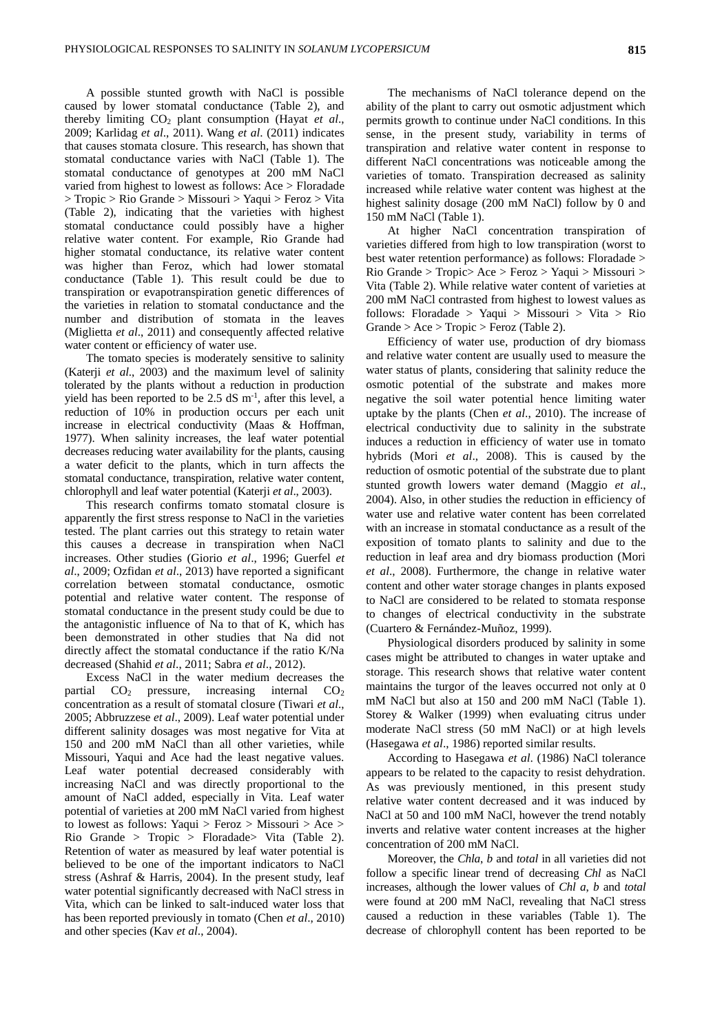A possible stunted growth with NaCl is possible caused by lower stomatal conductance (Table 2), and thereby limiting $CO_2$ plant consumption (Hayat *et al*., 2009; Karlidag *et al*., 2011). Wang *et al*. (2011) indicates that causes stomata closure. This research, has shown that stomatal conductance varies with NaCl (Table 1). The stomatal conductance of genotypes at 200 mM NaCl varied from highest to lowest as follows: Ace > Floradade > Tropic > Rio Grande > Missouri > Yaqui > Feroz > Vita (Table 2), indicating that the varieties with highest stomatal conductance could possibly have a higher relative water content. For example, Rio Grande had higher stomatal conductance, its relative water content was higher than Feroz, which had lower stomatal conductance (Table 1). This result could be due to transpiration or evapotranspiration genetic differences of the varieties in relation to stomatal conductance and the number and distribution of stomata in the leaves (Miglietta *et al*., 2011) and consequently affected relative water content or efficiency of water use.

The tomato species is moderately sensitive to salinity (Katerji *et al*., 2003) and the maximum level of salinity tolerated by the plants without a reduction in production yield has been reported to be 2.5 dS $m^{-1}$, after this level, a reduction of 10% in production occurs per each unit increase in electrical conductivity (Maas & Hoffman, 1977). When salinity increases, the leaf water potential decreases reducing water availability for the plants, causing a water deficit to the plants, which in turn affects the stomatal conductance, transpiration, relative water content, chlorophyll and leaf water potential (Katerji *et al*., 2003).

This research confirms tomato stomatal closure is apparently the first stress response to NaCl in the varieties tested. The plant carries out this strategy to retain water this causes a decrease in transpiration when NaCl increases. Other studies (Giorio *et al*., 1996; Guerfel *et al*., 2009; Ozfidan *et al*., 2013) have reported a significant correlation between stomatal conductance, osmotic potential and relative water content. The response of stomatal conductance in the present study could be due to the antagonistic influence of Na to that of K, which has been demonstrated in other studies that Na did not directly affect the stomatal conductance if the ratio K/Na decreased (Shahid *et al*., 2011; Sabra *et al*., 2012).

Excess NaCl in the water medium decreases the partial $CO_2$ pressure, increasing internal $CO_2$ concentration as a result of stomatal closure (Tiwari *et al*., 2005; Abbruzzese *et al*., 2009). Leaf water potential under different salinity dosages was most negative for Vita at 150 and 200 mM NaCl than all other varieties, while Missouri, Yaqui and Ace had the least negative values. Leaf water potential decreased considerably with increasing NaCl and was directly proportional to the amount of NaCl added, especially in Vita. Leaf water potential of varieties at 200 mM NaCl varied from highest to lowest as follows: Yaqui > Feroz > Missouri > Ace > Rio Grande > Tropic > Floradade> Vita (Table 2). Retention of water as measured by leaf water potential is believed to be one of the important indicators to NaCl stress (Ashraf & Harris, 2004). In the present study, leaf water potential significantly decreased with NaCl stress in Vita, which can be linked to salt-induced water loss that has been reported previously in tomato (Chen *et al*., 2010) and other species (Kav *et al*., 2004).

The mechanisms of NaCl tolerance depend on the ability of the plant to carry out osmotic adjustment which permits growth to continue under NaCl conditions. In this sense, in the present study, variability in terms of transpiration and relative water content in response to different NaCl concentrations was noticeable among the varieties of tomato. Transpiration decreased as salinity increased while relative water content was highest at the highest salinity dosage (200 mM NaCl) follow by 0 and 150 mM NaCl (Table 1).

At higher NaCl concentration transpiration of varieties differed from high to low transpiration (worst to best water retention performance) as follows: Floradade > Rio Grande > Tropic> Ace > Feroz > Yaqui > Missouri > Vita (Table 2). While relative water content of varieties at 200 mM NaCl contrasted from highest to lowest values as follows: Floradade > Yaqui > Missouri > Vita > Rio Grande > Ace > Tropic > Feroz (Table 2).

Efficiency of water use, production of dry biomass and relative water content are usually used to measure the water status of plants, considering that salinity reduce the osmotic potential of the substrate and makes more negative the soil water potential hence limiting water uptake by the plants (Chen *et al*., 2010). The increase of electrical conductivity due to salinity in the substrate induces a reduction in efficiency of water use in tomato hybrids (Mori *et al*., 2008). This is caused by the reduction of osmotic potential of the substrate due to plant stunted growth lowers water demand (Maggio *et al*., 2004). Also, in other studies the reduction in efficiency of water use and relative water content has been correlated with an increase in stomatal conductance as a result of the exposition of tomato plants to salinity and due to the reduction in leaf area and dry biomass production (Mori *et al*., 2008). Furthermore, the change in relative water content and other water storage changes in plants exposed to NaCl are considered to be related to stomata response to changes of electrical conductivity in the substrate (Cuartero & Fernández-Muñoz, 1999).

Physiological disorders produced by salinity in some cases might be attributed to changes in water uptake and storage. This research shows that relative water content maintains the turgor of the leaves occurred not only at 0 mM NaCl but also at 150 and 200 mM NaCl (Table 1). Storey & Walker (1999) when evaluating citrus under moderate NaCl stress (50 mM NaCl) or at high levels (Hasegawa *et al*., 1986) reported similar results.

According to Hasegawa *et al*. (1986) NaCl tolerance appears to be related to the capacity to resist dehydration. As was previously mentioned, in this present study relative water content decreased and it was induced by NaCl at 50 and 100 mM NaCl, however the trend notably inverts and relative water content increases at the higher concentration of 200 mM NaCl.

Moreover, the *Chla*, *b* and *total* in all varieties did not follow a specific linear trend of decreasing *Chl* as NaCl increases, although the lower values of *Chl a*, *b* and *total* were found at 200 mM NaCl, revealing that NaCl stress caused a reduction in these variables (Table 1). The decrease of chlorophyll content has been reported to be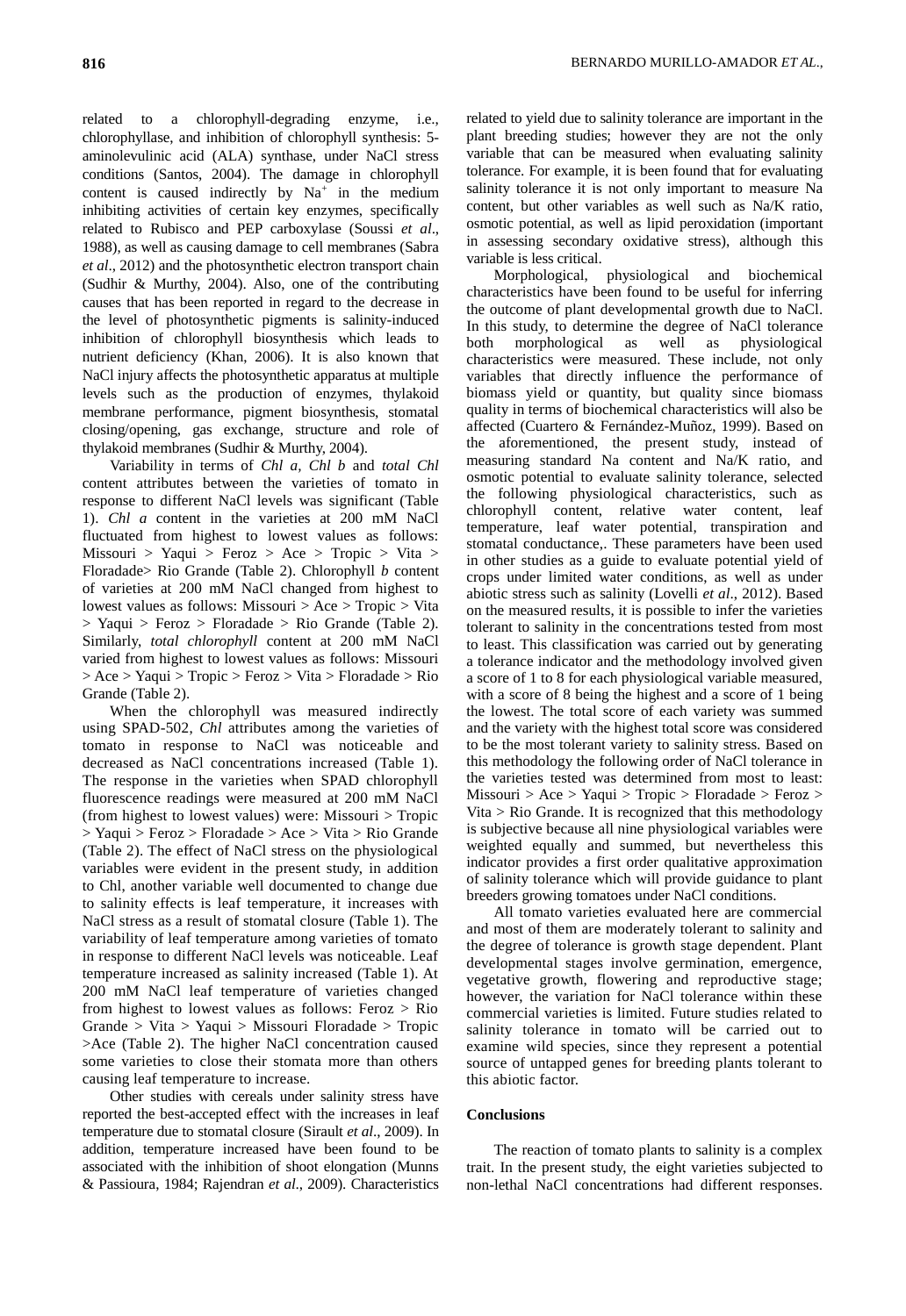related to a chlorophyll-degrading enzyme, i.e., chlorophyllase, and inhibition of chlorophyll synthesis: 5-aminolevulinic acid (ALA) synthase, under NaCl stress conditions (Santos, 2004). The damage in chlorophyll content is caused indirectly by $Na^+$ in the medium inhibiting activities of certain key enzymes, specifically related to Rubisco and PEP carboxylase (Soussi *et al*., 1988), as well as causing damage to cell membranes (Sabra *et al*., 2012) and the photosynthetic electron transport chain (Sudhir & Murthy, 2004). Also, one of the contributing causes that has been reported in regard to the decrease in the level of photosynthetic pigments is salinity-induced inhibition of chlorophyll biosynthesis which leads to nutrient deficiency (Khan, 2006). It is also known that NaCl injury affects the photosynthetic apparatus at multiple levels such as the production of enzymes, thylakoid membrane performance, pigment biosynthesis, stomatal closing/opening, gas exchange, structure and role of thylakoid membranes (Sudhir & Murthy, 2004).

Variability in terms of *Chl a*, *Chl b* and *total Chl* content attributes between the varieties of tomato in response to different NaCl levels was significant (Table 1). *Chl a* content in the varieties at 200 mM NaCl fluctuated from highest to lowest values as follows: Missouri > Yaqui > Feroz > Ace > Tropic > Vita > Floradade> Rio Grande (Table 2). Chlorophyll *b* content of varieties at 200 mM NaCl changed from highest to lowest values as follows: Missouri > Ace > Tropic > Vita > Yaqui > Feroz > Floradade > Rio Grande (Table 2). Similarly, *total chlorophyll* content at 200 mM NaCl varied from highest to lowest values as follows: Missouri > Ace > Yaqui > Tropic > Feroz > Vita > Floradade > Rio Grande (Table 2).

When the chlorophyll was measured indirectly using SPAD-502, *Chl* attributes among the varieties of tomato in response to NaCl was noticeable and decreased as NaCl concentrations increased (Table 1). The response in the varieties when SPAD chlorophyll fluorescence readings were measured at 200 mM NaCl (from highest to lowest values) were: Missouri > Tropic > Yaqui > Feroz > Floradade > Ace > Vita > Rio Grande (Table 2). The effect of NaCl stress on the physiological variables were evident in the present study, in addition to Chl, another variable well documented to change due to salinity effects is leaf temperature, it increases with NaCl stress as a result of stomatal closure (Table 1). The variability of leaf temperature among varieties of tomato in response to different NaCl levels was noticeable. Leaf temperature increased as salinity increased (Table 1). At 200 mM NaCl leaf temperature of varieties changed from highest to lowest values as follows: Feroz > Rio Grande > Vita > Yaqui > Missouri Floradade > Tropic >Ace (Table 2). The higher NaCl concentration caused some varieties to close their stomata more than others causing leaf temperature to increase.

Other studies with cereals under salinity stress have reported the best-accepted effect with the increases in leaf temperature due to stomatal closure (Sirault *et al*., 2009). In addition, temperature increased have been found to be associated with the inhibition of shoot elongation (Munns & Passioura, 1984; Rajendran *et al*., 2009). Characteristics related to yield due to salinity tolerance are important in the plant breeding studies; however they are not the only variable that can be measured when evaluating salinity tolerance. For example, it is been found that for evaluating salinity tolerance it is not only important to measure Na content, but other variables as well such as Na/K ratio, osmotic potential, as well as lipid peroxidation (important in assessing secondary oxidative stress), although this variable is less critical.

Morphological, physiological and biochemical characteristics have been found to be useful for inferring the outcome of plant developmental growth due to NaCl. In this study, to determine the degree of NaCl tolerance both morphological as well as physiological characteristics were measured. These include, not only variables that directly influence the performance of biomass yield or quantity, but quality since biomass quality in terms of biochemical characteristics will also be affected (Cuartero & Fernández-Muñoz, 1999). Based on the aforementioned, the present study, instead of measuring standard Na content and Na/K ratio, and osmotic potential to evaluate salinity tolerance, selected the following physiological characteristics, such as chlorophyll content, relative water content, leaf temperature, leaf water potential, transpiration and stomatal conductance,. These parameters have been used in other studies as a guide to evaluate potential yield of crops under limited water conditions, as well as under abiotic stress such as salinity (Lovelli *et al*., 2012). Based on the measured results, it is possible to infer the varieties tolerant to salinity in the concentrations tested from most to least. This classification was carried out by generating a tolerance indicator and the methodology involved given a score of 1 to 8 for each physiological variable measured, with a score of 8 being the highest and a score of 1 being the lowest. The total score of each variety was summed and the variety with the highest total score was considered to be the most tolerant variety to salinity stress. Based on this methodology the following order of NaCl tolerance in the varieties tested was determined from most to least: Missouri > Ace > Yaqui > Tropic > Floradade > Feroz > Vita > Rio Grande. It is recognized that this methodology is subjective because all nine physiological variables were weighted equally and summed, but nevertheless this indicator provides a first order qualitative approximation of salinity tolerance which will provide guidance to plant breeders growing tomatoes under NaCl conditions.

All tomato varieties evaluated here are commercial and most of them are moderately tolerant to salinity and the degree of tolerance is growth stage dependent. Plant developmental stages involve germination, emergence, vegetative growth, flowering and reproductive stage; however, the variation for NaCl tolerance within these commercial varieties is limited. Future studies related to salinity tolerance in tomato will be carried out to examine wild species, since they represent a potential source of untapped genes for breeding plants tolerant to this abiotic factor.

## Conclusions

The reaction of tomato plants to salinity is a complex trait. In the present study, the eight varieties subjected to non-lethal NaCl concentrations had different responses.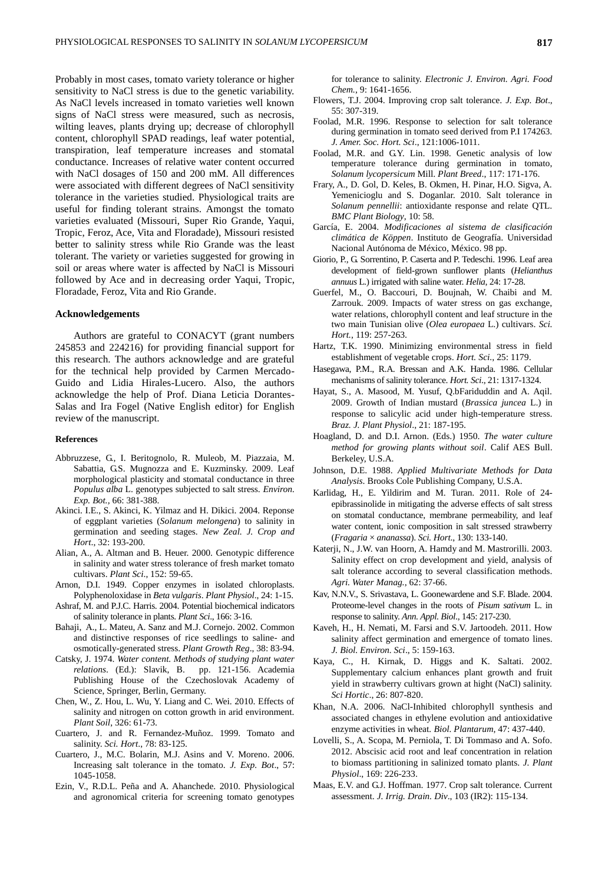Probably in most cases, tomato variety tolerance or higher sensitivity to NaCl stress is due to the genetic variability. As NaCl levels increased in tomato varieties well known signs of NaCl stress were measured, such as necrosis, wilting leaves, plants drying up; decrease of chlorophyll content, chlorophyll SPAD readings, leaf water potential, transpiration, leaf temperature increases and stomatal conductance. Increases of relative water content occurred with NaCl dosages of 150 and 200 mM. All differences were associated with different degrees of NaCl sensitivity tolerance in the varieties studied. Physiological traits are useful for finding tolerant strains. Amongst the tomato varieties evaluated (Missouri, Super Rio Grande, Yaqui, Tropic, Feroz, Ace, Vita and Floradade), Missouri resisted better to salinity stress while Rio Grande was the least tolerant. The variety or varieties suggested for growing in soil or areas where water is affected by NaCl is Missouri followed by Ace and in decreasing order Yaqui, Tropic, Floradade, Feroz, Vita and Rio Grande.

## Acknowledgements

Authors are grateful to CONACYT (grant numbers 245853 and 224216) for providing financial support for this research. The authors acknowledge and are grateful for the technical help provided by Carmen Mercado-Guido and Lidia Hirales-Lucero. Also, the authors acknowledge the help of Prof. Diana Leticia Dorantes-Salas and Ira Fogel (Native English editor) for English review of the manuscript.

## References

Abbruzzese, G., I. Beritognolo, R. Muleob, M. Piazzaia, M. Sabattia, G.S. Mugnozza and E. Kuzminsky. 2009. Leaf morphological plasticity and stomatal conductance in three *Populus alba* L. genotypes subjected to salt stress. *Environ. Exp. Bot.*, 66: 381-388.

Akinci. I.E., S. Akinci, K. Yilmaz and H. Dikici. 2004. Reponse of eggplant varieties (*Solanum melongena*) to salinity in germination and seeding stages. *New Zeal. J. Crop and Hort*., 32: 193-200.

Alian, A., A. Altman and B. Heuer. 2000. Genotypic difference in salinity and water stress tolerance of fresh market tomato cultivars. *Plant Sci*., 152: 59-65.

Arnon, D.I. 1949. Copper enzymes in isolated chloroplasts. Polyphenoloxidase in *Beta vulgaris*. *Plant Physiol*., 24: 1-15.

Ashraf, M. and P.J.C. Harris. 2004. Potential biochemical indicators of salinity tolerance in plants. *Plant Sci*., 166: 3-16.

Bahaji, A., L. Mateu, A. Sanz and M.J. Cornejo. 2002. Common and distinctive responses of rice seedlings to saline- and osmotically-generated stress. *Plant Growth Reg*., 38: 83-94.

Catsky, J. 1974. *Water content. Methods of studying plant water relations*. (Ed.): Slavik, B. pp. 121-156. Academia Publishing House of the Czechoslovak Academy of Science, Springer, Berlin, Germany.

Chen, W., Z. Hou, L. Wu, Y. Liang and C. Wei. 2010. Effects of salinity and nitrogen on cotton growth in arid environment. *Plant Soil*, 326: 61-73.

Cuartero, J. and R. Fernandez-Muñoz. 1999. Tomato and salinity. *Sci. Hort*., 78: 83-125.

Cuartero, J., M.C. Bolarin, M.J. Asins and V. Moreno. 2006. Increasing salt tolerance in the tomato. *J. Exp. Bot*., 57: 1045-1058.

Ezin, V., R.D.L. Peña and A. Ahanchede. 2010. Physiological and agronomical criteria for screening tomato genotypes for tolerance to salinity. *Electronic J. Environ. Agri. Food Chem.*, 9: 1641-1656.

Flowers, T.J. 2004. Improving crop salt tolerance. *J. Exp. Bot*., 55: 307-319.

Foolad, M.R. 1996. Response to selection for salt tolerance during germination in tomato seed derived from P.I 174263. *J. Amer. Soc. Hort. Sci*., 121:1006-1011.

Foolad, M.R. and G.Y. Lin. 1998. Genetic analysis of low temperature tolerance during germination in tomato, *Solanum lycopersicum* Mill. *Plant Breed*., 117: 171-176.

Frary, A., D. Gol, D. Keles, B. Okmen, H. Pinar, H.O. Sigva, A. Yemenicioglu and S. Doganlar. 2010. Salt tolerance in *Solanum pennellii*: antioxidante response and relate QTL. *BMC Plant Biology*, 10: 58.

García, E. 2004. *Modificaciones al sistema de clasificación climática de Köppen*. Instituto de Geografía. Universidad Nacional Autónoma de México, México. 98 pp.

Giorio, P., G. Sorrentino, P. Caserta and P. Tedeschi. 1996. Leaf area development of field-grown sunflower plants (*Helianthus annuus* L.) irrigated with saline water. *Helia*, 24: 17-28.

Guerfel, M., O. Baccouri, D. Boujnah, W. Chaibi and M. Zarrouk. 2009. Impacts of water stress on gas exchange, water relations, chlorophyll content and leaf structure in the two main Tunisian olive (*Olea europaea* L.) cultivars. *Sci. Hort.*, 119: 257-263.

Hartz, T.K. 1990. Minimizing environmental stress in field establishment of vegetable crops. *Hort. Sci.*, 25: 1179.

Hasegawa, P.M., R.A. Bressan and A.K. Handa. 1986. Cellular mechanisms of salinity tolerance. *Hort. Sci*., 21: 1317-1324.

Hayat, S., A. Masood, M. Yusuf, Q.bFariduddin and A. Aqil. 2009. Growth of Indian mustard (*Brassica juncea* L.) in response to salicylic acid under high-temperature stress. *Braz. J. Plant Physiol*., 21: 187-195.

Hoagland, D. and D.I. Arnon. (Eds.) 1950. *The water culture method for growing plants without soil*. Calif AES Bull. Berkeley, U.S.A.

Johnson, D.E. 1988. *Applied Multivariate Methods for Data Analysis*. Brooks Cole Publishing Company, U.S.A.

Karlidag, H., E. Yildirim and M. Turan. 2011. Role of 24-epibrassinolide in mitigating the adverse effects of salt stress on stomatal conductance, membrane permeability, and leaf water content, ionic composition in salt stressed strawberry (*Fragaria × ananassa*). *Sci. Hort*., 130: 133-140.

Katerji, N., J.W. van Hoorn, A. Hamdy and M. Mastrorilli. 2003. Salinity effect on crop development and yield, analysis of salt tolerance according to several classification methods. *Agri. Water Manag.*, 62: 37-66.

Kav, N.N.V., S. Srivastava, L. Goonewardene and S.F. Blade. 2004. Proteome-level changes in the roots of *Pisum sativum* L. in response to salinity. *Ann. Appl. Biol*., 145: 217-230.

Kaveh, H., H. Nemati, M. Farsi and S.V. Jartoodeh. 2011. How salinity affect germination and emergence of tomato lines. *J. Biol. Environ. Sci*., 5: 159-163.

Kaya, C., H. Kirnak, D. Higgs and K. Saltati. 2002. Supplementary calcium enhances plant growth and fruit yield in strawberry cultivars grown at hight (NaCl) salinity. *Sci Hortic*., 26: 807-820.

Khan, N.A. 2006. NaCl-Inhibited chlorophyll synthesis and associated changes in ethylene evolution and antioxidative enzyme activities in wheat. *Biol. Plantarum*, 47: 437-440.

Lovelli, S., A. Scopa, M. Perniola, T. Di Tommaso and A. Sofo. 2012. Abscisic acid root and leaf concentration in relation to biomass partitioning in salinized tomato plants. *J. Plant Physiol*., 169: 226-233.

Maas, E.V. and G.J. Hoffman. 1977. Crop salt tolerance. Current assessment. *J. Irrig. Drain. Div*., 103 (IR2): 115-134.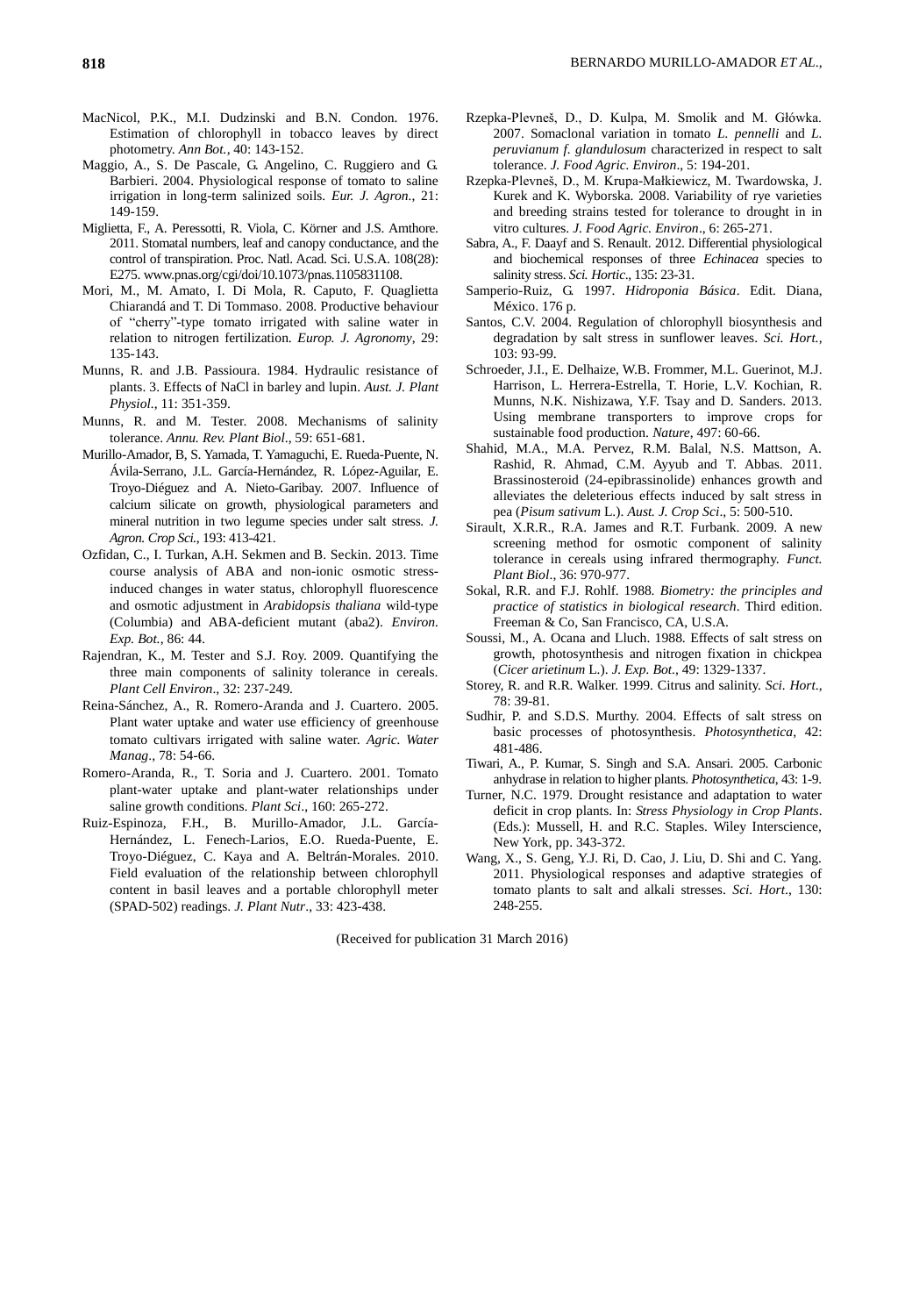MacNicol, P.K., M.I. Dudzinski and B.N. Condon. 1976. Estimation of chlorophyll in tobacco leaves by direct photometry. *Ann Bot.*, 40: 143-152.

Maggio, A., S. De Pascale, G. Angelino, C. Ruggiero and G. Barbieri. 2004. Physiological response of tomato to saline irrigation in long-term salinized soils. *Eur. J. Agron.*, 21: 149-159.

Miglietta, F., A. Peressotti, R. Viola, C. Körner and J.S. Amthore. 2011. Stomatal numbers, leaf and canopy conductance, and the control of transpiration. Proc. Natl. Acad. Sci. U.S.A. 108(28): E275. www.pnas.org/cgi/doi/10.1073/pnas.1105831108.

Mori, M., M. Amato, I. Di Mola, R. Caputo, F. Quaglietta Chiarandá and T. Di Tommaso. 2008. Productive behaviour of "cherry"-type tomato irrigated with saline water in relation to nitrogen fertilization. *Europ. J. Agronomy*, 29: 135-143.

Munns, R. and J.B. Passioura. 1984. Hydraulic resistance of plants. 3. Effects of NaCl in barley and lupin. *Aust. J. Plant Physiol.*, 11: 351-359.

Munns, R. and M. Tester. 2008. Mechanisms of salinity tolerance. *Annu. Rev. Plant Biol.*, 59: 651-681.

Murillo-Amador, B, S. Yamada, T. Yamaguchi, E. Rueda-Puente, N. Ávila-Serrano, J.L. García-Hernández, R. López-Aguilar, E. Troyo-Diéguez and A. Nieto-Garibay. 2007. Influence of calcium silicate on growth, physiological parameters and mineral nutrition in two legume species under salt stress. *J. Agron. Crop Sci.*, 193: 413-421.

Ozfidan, C., I. Turkan, A.H. Sekmen and B. Seckin. 2013. Time course analysis of ABA and non-ionic osmotic stress-induced changes in water status, chlorophyll fluorescence and osmotic adjustment in *Arabidopsis thaliana* wild-type (Columbia) and ABA-deficient mutant (aba2). *Environ. Exp. Bot.*, 86: 44.

Rajendran, K., M. Tester and S.J. Roy. 2009. Quantifying the three main components of salinity tolerance in cereals. *Plant Cell Environ*., 32: 237-249.

Reina-Sánchez, A., R. Romero-Aranda and J. Cuartero. 2005. Plant water uptake and water use efficiency of greenhouse tomato cultivars irrigated with saline water. *Agric. Water Manag*., 78: 54-66.

Romero-Aranda, R., T. Soria and J. Cuartero. 2001. Tomato plant-water uptake and plant-water relationships under saline growth conditions. *Plant Sci*., 160: 265-272.

Ruiz-Espinoza, F.H., B. Murillo-Amador, J.L. García-Hernández, L. Fenech-Larios, E.O. Rueda-Puente, E. Troyo-Diéguez, C. Kaya and A. Beltrán-Morales. 2010. Field evaluation of the relationship between chlorophyll content in basil leaves and a portable chlorophyll meter (SPAD-502) readings. *J. Plant Nutr*., 33: 423-438.

Rzepka-Plevneš, D., D. Kulpa, M. Smolik and M. Główka. 2007. Somaclonal variation in tomato *L. pennelli* and *L. peruvianum f. glandulosum* characterized in respect to salt tolerance. *J. Food Agric. Environ*., 5: 194-201.

Rzepka-Plevneš, D., M. Krupa-Małkiewicz, M. Twardowska, J. Kurek and K. Wyborska. 2008. Variability of rye varieties and breeding strains tested for tolerance to drought in in vitro cultures. *J. Food Agric. Environ*., 6: 265-271.

Sabra, A., F. Daayf and S. Renault. 2012. Differential physiological and biochemical responses of three *Echinacea* species to salinity stress. *Sci. Hortic*., 135: 23-31.

Samperio-Ruiz, G. 1997. *Hidroponia Básica*. Edit. Diana, México. 176 p.

Santos, C.V. 2004. Regulation of chlorophyll biosynthesis and degradation by salt stress in sunflower leaves. *Sci. Hort.*, 103: 93-99.

Schroeder, J.I., E. Delhaize, W.B. Frommer, M.L. Guerinot, M.J. Harrison, L. Herrera-Estrella, T. Horie, L.V. Kochian, R. Munns, N.K. Nishizawa, Y.F. Tsay and D. Sanders. 2013. Using membrane transporters to improve crops for sustainable food production. *Nature*, 497: 60-66.

Shahid, M.A., M.A. Pervez, R.M. Balal, N.S. Mattson, A. Rashid, R. Ahmad, C.M. Ayyub and T. Abbas. 2011. Brassinosteroid (24-epibrassinolide) enhances growth and alleviates the deleterious effects induced by salt stress in pea (*Pisum sativum* L.). *Aust. J. Crop Sci*., 5: 500-510.

Sirault, X.R.R., R.A. James and R.T. Furbank. 2009. A new screening method for osmotic component of salinity tolerance in cereals using infrared thermography. *Funct. Plant Biol*., 36: 970-977.

Sokal, R.R. and F.J. Rohlf. 1988. *Biometry: the principles and practice of statistics in biological research*. Third edition. Freeman & Co, San Francisco, CA, U.S.A.

Soussi, M., A. Ocana and Lluch. 1988. Effects of salt stress on growth, photosynthesis and nitrogen fixation in chickpea (*Cicer arietinum* L.). *J. Exp. Bot*., 49: 1329-1337.

Storey, R. and R.R. Walker. 1999. Citrus and salinity. *Sci. Hort*., 78: 39-81.

Sudhir, P. and S.D.S. Murthy. 2004. Effects of salt stress on basic processes of photosynthesis. *Photosynthetica*, 42: 481-486.

Tiwari, A., P. Kumar, S. Singh and S.A. Ansari. 2005. Carbonic anhydrase in relation to higher plants. *Photosynthetica*, 43: 1-9.

Turner, N.C. 1979. Drought resistance and adaptation to water deficit in crop plants. In: *Stress Physiology in Crop Plants*. (Eds.): Mussell, H. and R.C. Staples. Wiley Interscience, New York, pp. 343-372.

Wang, X., S. Geng, Y.J. Ri, D. Cao, J. Liu, D. Shi and C. Yang. 2011. Physiological responses and adaptive strategies of tomato plants to salt and alkali stresses. *Sci. Hort*., 130: 248-255.

(Received for publication 31 March 2016)